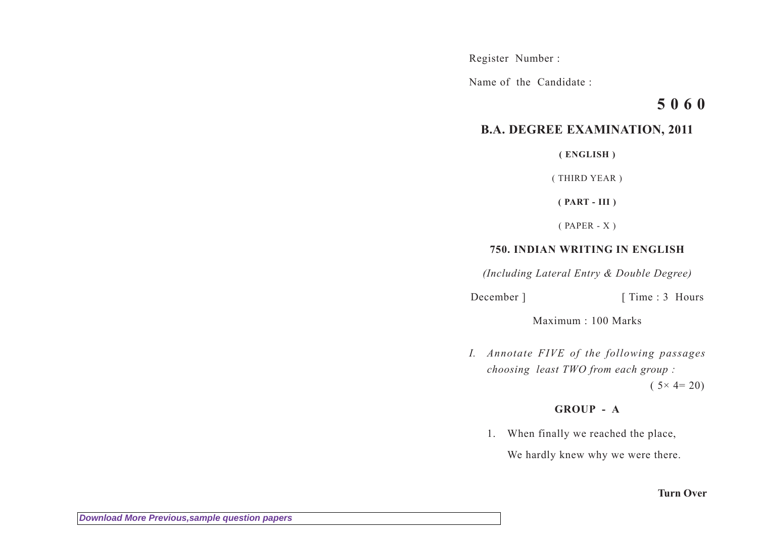Register Number :

Name of the Candidate :

**5 0 6 0**

## B.A. DEGREE EXAMINATION, 2011

**( ENGLISH )**

( THIRD YEAR )

**( PART - III )**

( PAPER - X )

### 750. INDIAN WRITING IN ENGLISH

*(Including Lateral Entry & Double Degree)*

December ] [ Time : 3 Hours

Maximum : 100 Marks

I. *Annotate FIVE of the following passages choosing least TWO from each group :*

( 5× 4= 20)

**GROUP - A**

1. When finally we reached the place,

   We hardly knew why we were there.

**Turn Over**

*Download More Previous,sample question papers*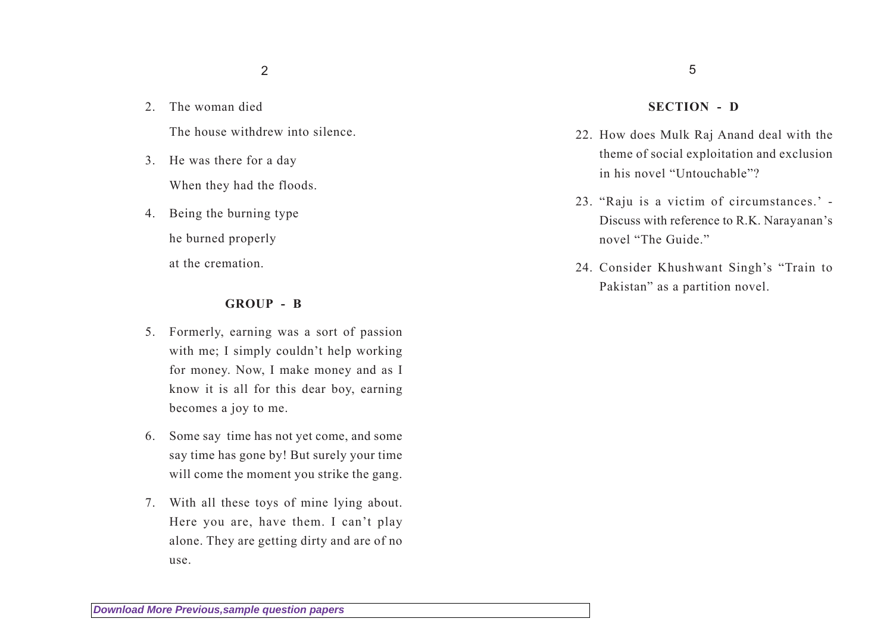2. The woman died

   The house withdrew into silence.

3. He was there for a day

   When they had the floods.

4. Being the burning type

   he burned properly

   at the cremation.

**GROUP - B**

5. Formerly, earning was a sort of passion with me; I simply couldn't help working for money. Now, I make money and as I know it is all for this dear boy, earning becomes a joy to me.

6. Some say time has not yet come, and some say time has gone by! But surely your time will come the moment you strike the gang.

7. With all these toys of mine lying about. Here you are, have them. I can't play alone. They are getting dirty and are of no use.

**SECTION - D**

22. How does Mulk Raj Anand deal with the theme of social exploitation and exclusion in his novel "Untouchable"?

23. "Raju is a victim of circumstances.' - Discuss with reference to R.K. Narayanan's novel "The Guide."

24. Consider Khushwant Singh's "Train to Pakistan" as a partition novel.

*Download More Previous,sample question papers*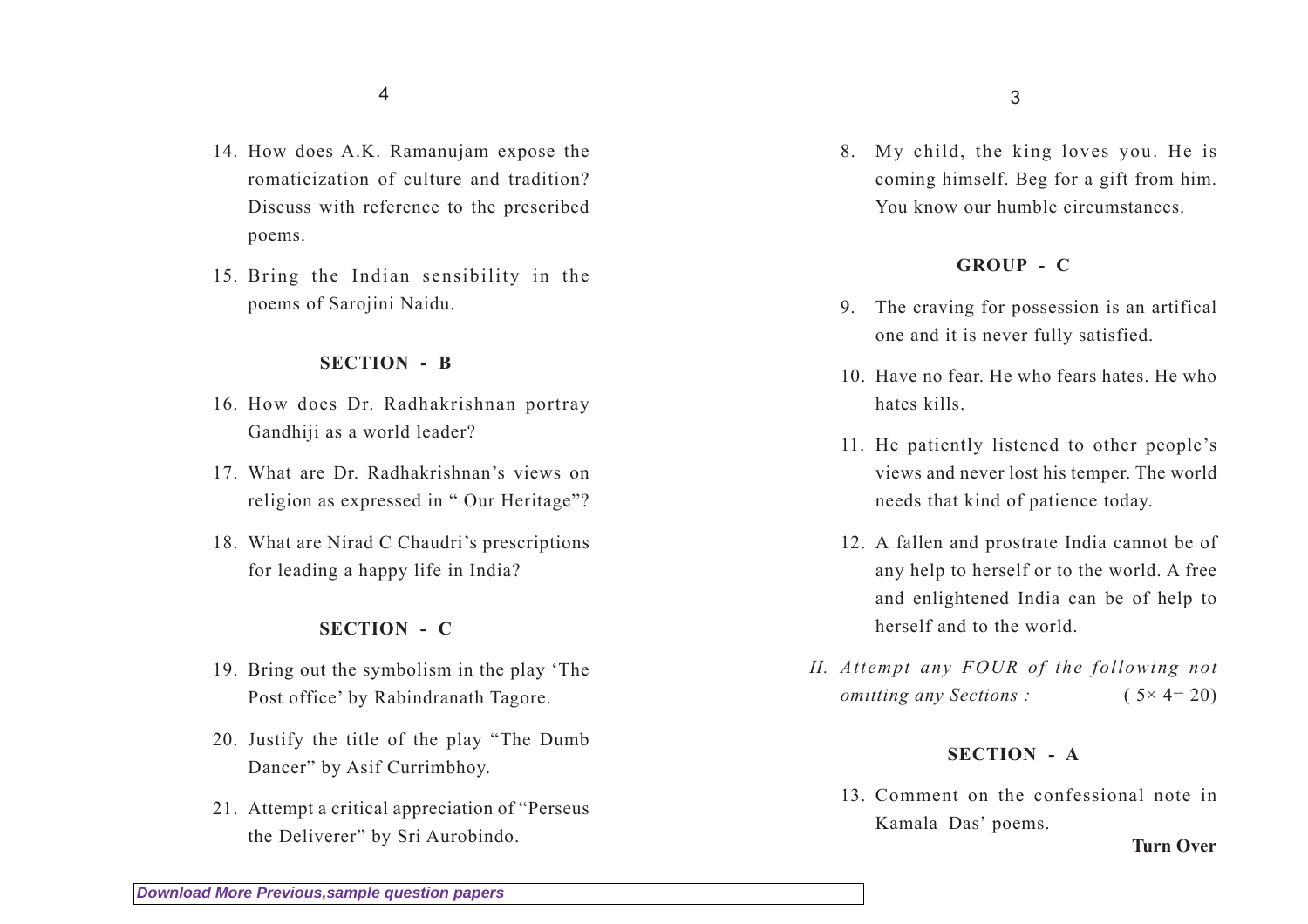8. My child, the king loves you. He is coming himself. Beg for a gift from him. You know our humble circumstances.

**GROUP - C**

9. The craving for possession is an artifical one and it is never fully satisfied.

10. Have no fear. He who fears hates. He who hates kills.

11. He patiently listened to other people's views and never lost his temper. The world needs that kind of patience today.

12. A fallen and prostrate India cannot be of any help to herself or to the world. A free and enlightened India can be of help to herself and to the world.

II. *Attempt any FOUR of the following not omitting any Sections :* ( 5× 4= 20)

**SECTION - A**

13. Comment on the confessional note in Kamala Das' poems.

14. How does A.K. Ramanujam expose the romaticization of culture and tradition? Discuss with reference to the prescribed poems.

15. Bring the Indian sensibility in the poems of Sarojini Naidu.

**SECTION - B**

16. How does Dr. Radhakrishnan portray Gandhiji as a world leader?

17. What are Dr. Radhakrishnan's views on religion as expressed in " Our Heritage"?

18. What are Nirad C Chaudri's prescriptions for leading a happy life in India?

**SECTION - C**

19. Bring out the symbolism in the play 'The Post office' by Rabindranath Tagore.

20. Justify the title of the play "The Dumb Dancer" by Asif Currimbhoy.

21. Attempt a critical appreciation of "Perseus the Deliverer" by Sri Aurobindo.